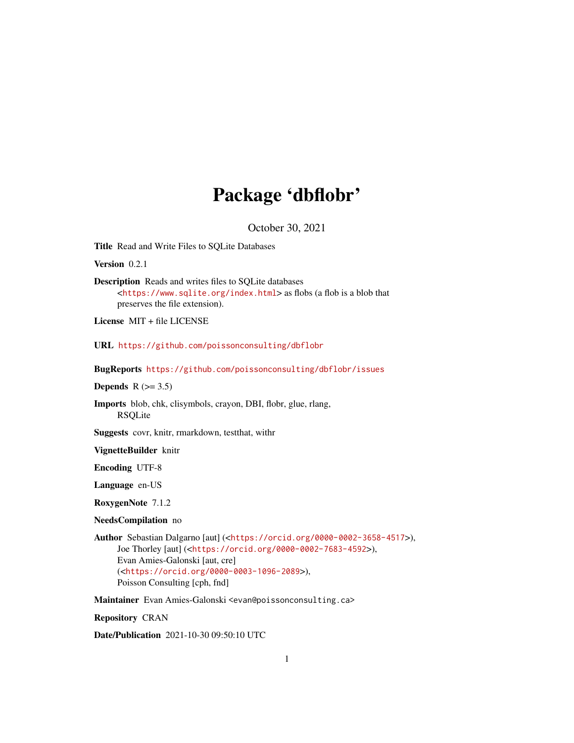# Package 'dbflobr'

October 30, 2021

**Title** Read and Write Files to SQLite Databases

**Version** 0.2.1

**Description** Reads and writes files to SQLite databases <https://www.sqlite.org/index.html> as flobs (a flob is a blob that preserves the file extension).

**License** MIT + file LICENSE

**URL** https://github.com/poissonconsulting/dbflobr

**BugReports** https://github.com/poissonconsulting/dbflobr/issues

**Depends** R (>= 3.5)

**Imports** blob, chk, clisymbols, crayon, DBI, flobr, glue, rlang, RSQLite

**Suggests** covr, knitr, rmarkdown, testthat, withr

**VignetteBuilder** knitr

**Encoding** UTF-8

**Language** en-US

**RoxygenNote** 7.1.2

**NeedsCompilation** no

**Author** Sebastian Dalgarno [aut] (<https://orcid.org/0000-0002-3658-4517>), Joe Thorley [aut] (<https://orcid.org/0000-0002-7683-4592>), Evan Amies-Galonski [aut, cre] (<https://orcid.org/0000-0003-1096-2089>), Poisson Consulting [cph, fnd]

**Maintainer** Evan Amies-Galonski <evan@poissonconsulting.ca>

**Repository** CRAN

**Date/Publication** 2021-10-30 09:50:10 UTC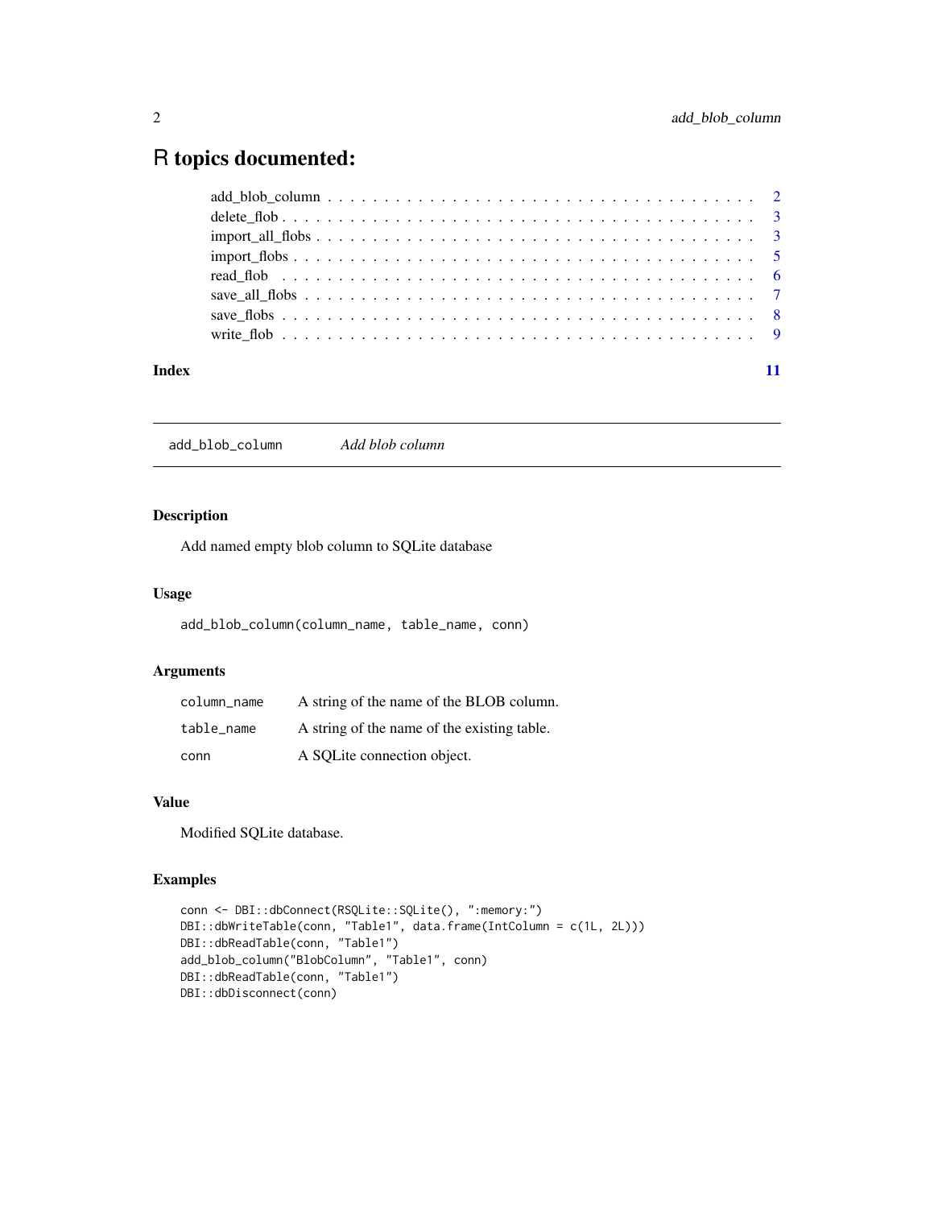# R topics documented:

| | |
|---|---|
| add_blob_column | 2 |
| delete_flob | 3 |
| import_all_flobs | 3 |
| import_flobs | 5 |
| read_flob | 6 |
| save_all_flobs | 7 |
| save_flobs | 8 |
| write_flob | 9 |

**Index** **11**

---

## add_blob_column *Add blob column*

### Description

Add named empty blob column to SQLite database

### Usage

```
add_blob_column(column_name, table_name, conn)
```

### Arguments

| | |
|---|---|
| column_name | A string of the name of the BLOB column. |
| table_name | A string of the name of the existing table. |
| conn | A SQLite connection object. |

### Value

Modified SQLite database.

### Examples

```
conn <- DBI::dbConnect(RSQLite::SQLite(), ":memory:")
DBI::dbWriteTable(conn, "Table1", data.frame(IntColumn = c(1L, 2L)))
DBI::dbReadTable(conn, "Table1")
add_blob_column("BlobColumn", "Table1", conn)
DBI::dbReadTable(conn, "Table1")
DBI::dbDisconnect(conn)
```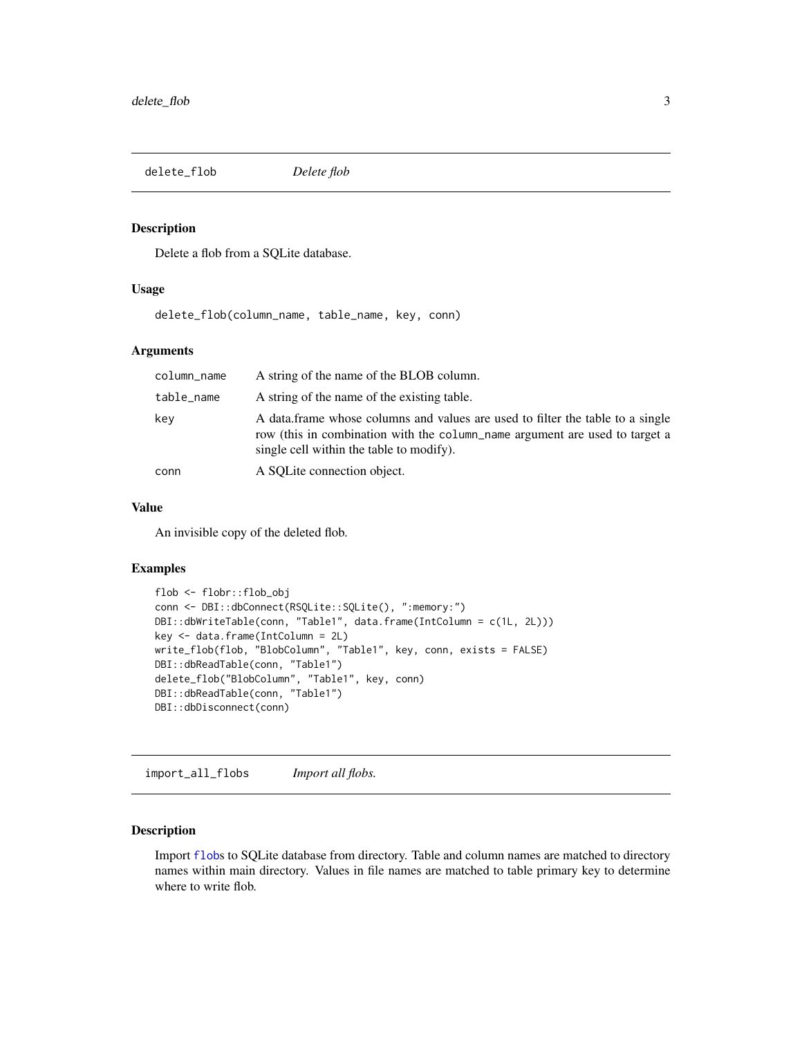## delete_flob *Delete flob*

### Description

Delete a flob from a SQLite database.

### Usage

```
delete_flob(column_name, table_name, key, conn)
```

### Arguments

| | |
|---|---|
| column_name | A string of the name of the BLOB column. |
| table_name | A string of the name of the existing table. |
| key | A data.frame whose columns and values are used to filter the table to a single row (this in combination with the column_name argument are used to target a single cell within the table to modify). |
| conn | A SQLite connection object. |

### Value

An invisible copy of the deleted flob.

### Examples

```
flob <- flobr::flob_obj
conn <- DBI::dbConnect(RSQLite::SQLite(), ":memory:")
DBI::dbWriteTable(conn, "Table1", data.frame(IntColumn = c(1L, 2L)))
key <- data.frame(IntColumn = 2L)
write_flob(flob, "BlobColumn", "Table1", key, conn, exists = FALSE)
DBI::dbReadTable(conn, "Table1")
delete_flob("BlobColumn", "Table1", key, conn)
DBI::dbReadTable(conn, "Table1")
DBI::dbDisconnect(conn)
```

## import_all_flobs *Import all flobs.*

### Description

Import flobs to SQLite database from directory. Table and column names are matched to directory names within main directory. Values in file names are matched to table primary key to determine where to write flob.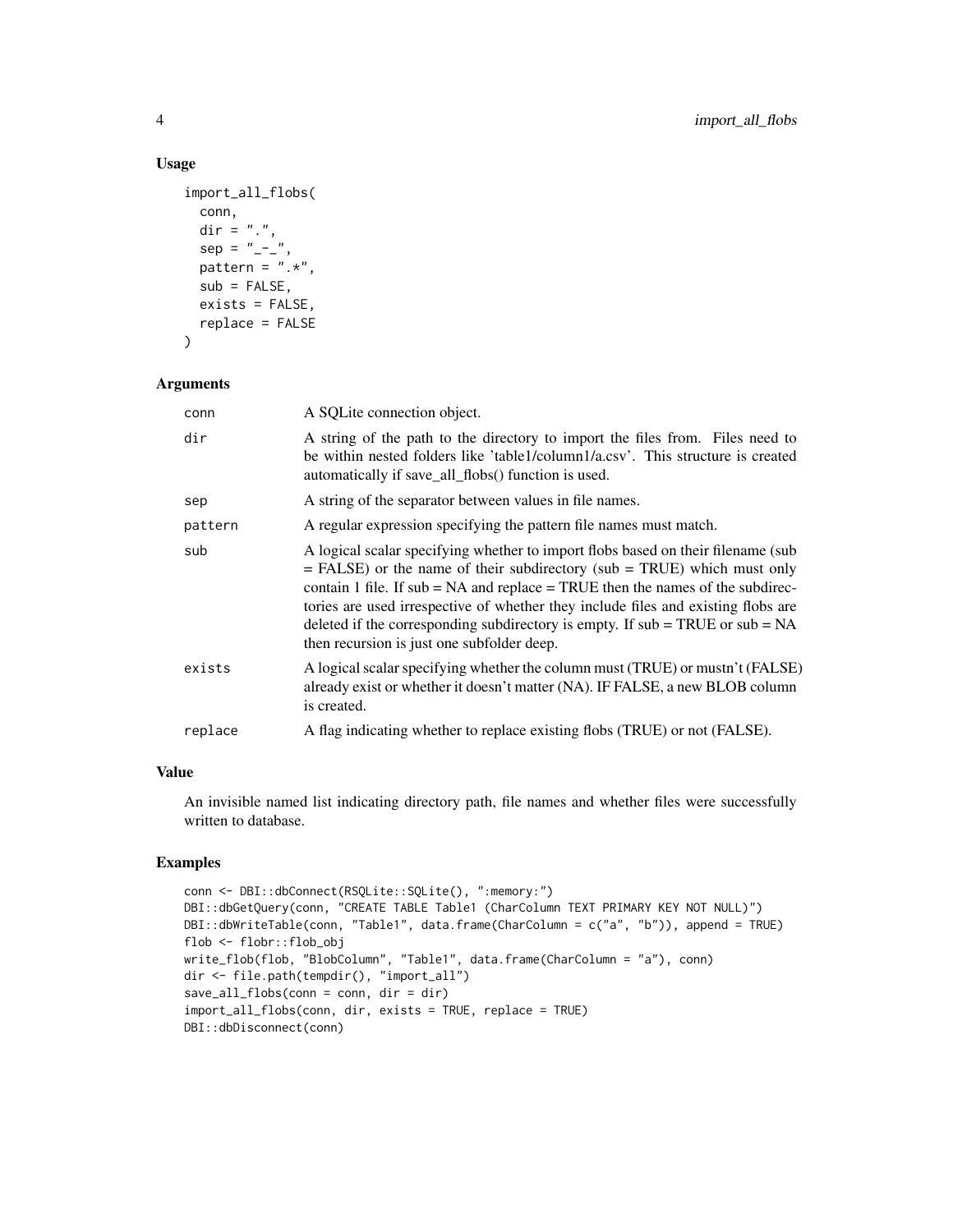## Usage

```
import_all_flobs(
  conn,
  dir = ".",
  sep = "_-_",
  pattern = ".*",
  sub = FALSE,
  exists = FALSE,
  replace = FALSE
)
```

## Arguments

| | |
|---|---|
| conn | A SQLite connection object. |
| dir | A string of the path to the directory to import the files from. Files need to be within nested folders like 'table1/column1/a.csv'. This structure is created automatically if save_all_flobs() function is used. |
| sep | A string of the separator between values in file names. |
| pattern | A regular expression specifying the pattern file names must match. |
| sub | A logical scalar specifying whether to import flobs based on their filename (sub = FALSE) or the name of their subdirectory (sub = TRUE) which must only contain 1 file. If sub = NA and replace = TRUE then the names of the subdirectories are used irrespective of whether they include files and existing flobs are deleted if the corresponding subdirectory is empty. If sub = TRUE or sub = NA then recursion is just one subfolder deep. |
| exists | A logical scalar specifying whether the column must (TRUE) or mustn't (FALSE) already exist or whether it doesn't matter (NA). IF FALSE, a new BLOB column is created. |
| replace | A flag indicating whether to replace existing flobs (TRUE) or not (FALSE). |

## Value

An invisible named list indicating directory path, file names and whether files were successfully written to database.

## Examples

```
conn <- DBI::dbConnect(RSQLite::SQLite(), ":memory:")
DBI::dbGetQuery(conn, "CREATE TABLE Table1 (CharColumn TEXT PRIMARY KEY NOT NULL)")
DBI::dbWriteTable(conn, "Table1", data.frame(CharColumn = c("a", "b")), append = TRUE)
flob <- flobr::flob_obj
write_flob(flob, "BlobColumn", "Table1", data.frame(CharColumn = "a"), conn)
dir <- file.path(tempdir(), "import_all")
save_all_flobs(conn = conn, dir = dir)
import_all_flobs(conn, dir, exists = TRUE, replace = TRUE)
DBI::dbDisconnect(conn)
```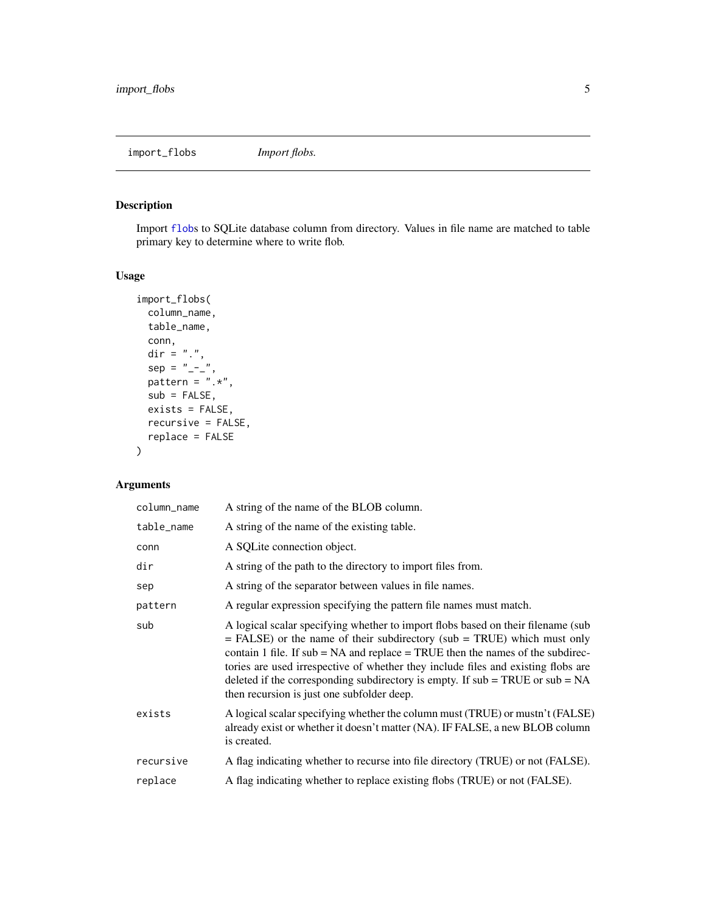import_flobs *Import flobs.*

## Description

Import flobs to SQLite database column from directory. Values in file name are matched to table primary key to determine where to write flob.

## Usage

```
import_flobs(
  column_name,
  table_name,
  conn,
  dir = ".",
  sep = "_-_",
  pattern = ".*",
  sub = FALSE,
  exists = FALSE,
  recursive = FALSE,
  replace = FALSE
)
```

## Arguments

| Argument | Description |
|---|---|
| column_name | A string of the name of the BLOB column. |
| table_name | A string of the name of the existing table. |
| conn | A SQLite connection object. |
| dir | A string of the path to the directory to import files from. |
| sep | A string of the separator between values in file names. |
| pattern | A regular expression specifying the pattern file names must match. |
| sub | A logical scalar specifying whether to import flobs based on their filename (sub = FALSE) or the name of their subdirectory (sub = TRUE) which must only contain 1 file. If sub = NA and replace = TRUE then the names of the subdirectories are used irrespective of whether they include files and existing flobs are deleted if the corresponding subdirectory is empty. If sub = TRUE or sub = NA then recursion is just one subfolder deep. |
| exists | A logical scalar specifying whether the column must (TRUE) or mustn't (FALSE) already exist or whether it doesn't matter (NA). IF FALSE, a new BLOB column is created. |
| recursive | A flag indicating whether to recurse into file directory (TRUE) or not (FALSE). |
| replace | A flag indicating whether to replace existing flobs (TRUE) or not (FALSE). |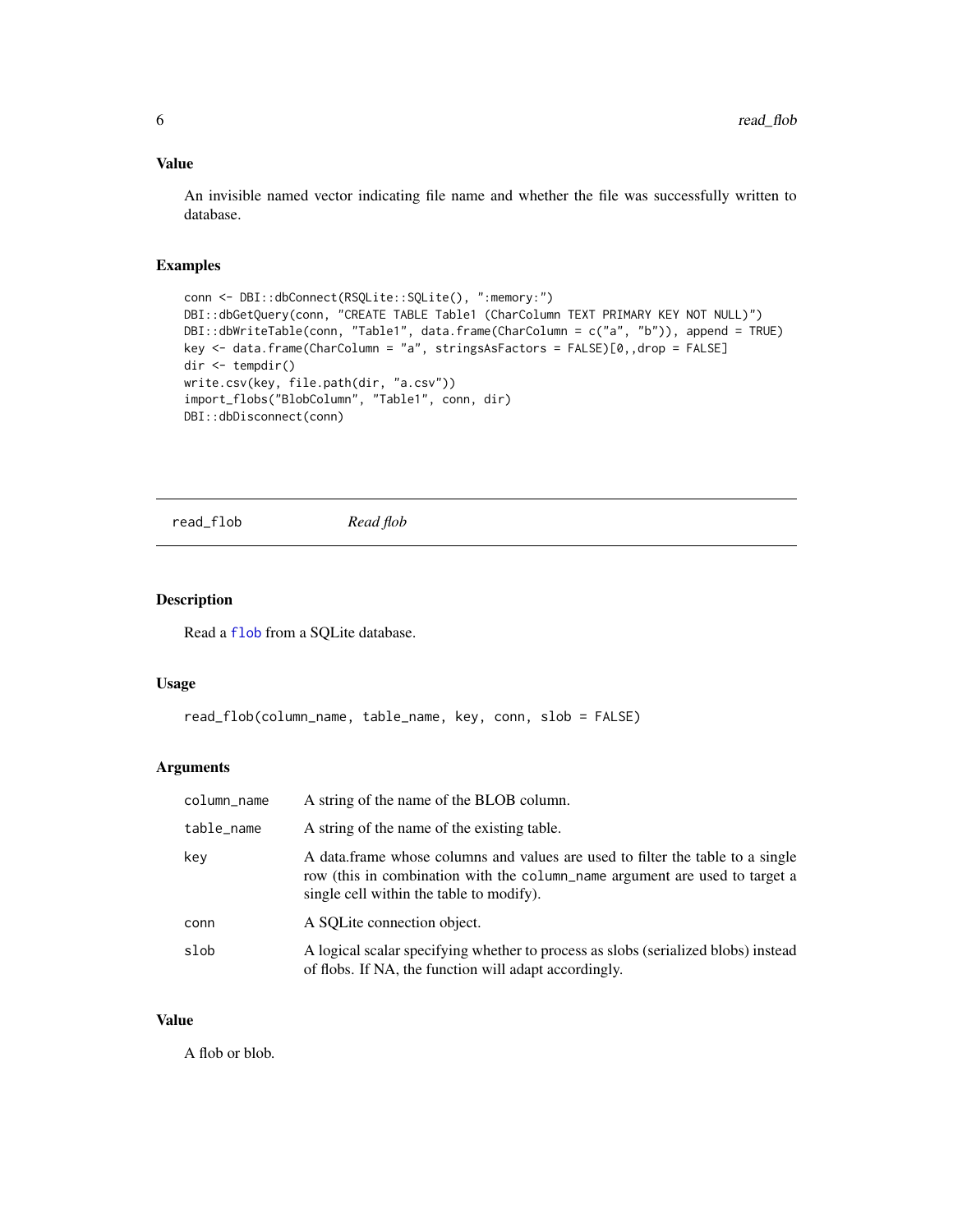## Value

An invisible named vector indicating file name and whether the file was successfully written to database.

## Examples

```
conn <- DBI::dbConnect(RSQLite::SQLite(), ":memory:")
DBI::dbGetQuery(conn, "CREATE TABLE Table1 (CharColumn TEXT PRIMARY KEY NOT NULL)")
DBI::dbWriteTable(conn, "Table1", data.frame(CharColumn = c("a", "b")), append = TRUE)
key <- data.frame(CharColumn = "a", stringsAsFactors = FALSE)[0,,drop = FALSE]
dir <- tempdir()
write.csv(key, file.path(dir, "a.csv"))
import_flobs("BlobColumn", "Table1", conn, dir)
DBI::dbDisconnect(conn)
```

---

# read_flob — *Read flob*

## Description

Read a flob from a SQLite database.

## Usage

```
read_flob(column_name, table_name, key, conn, slob = FALSE)
```

## Arguments

| Argument | Description |
| --- | --- |
| column_name | A string of the name of the BLOB column. |
| table_name | A string of the name of the existing table. |
| key | A data.frame whose columns and values are used to filter the table to a single row (this in combination with the column_name argument are used to target a single cell within the table to modify). |
| conn | A SQLite connection object. |
| slob | A logical scalar specifying whether to process as slobs (serialized blobs) instead of flobs. If NA, the function will adapt accordingly. |

## Value

A flob or blob.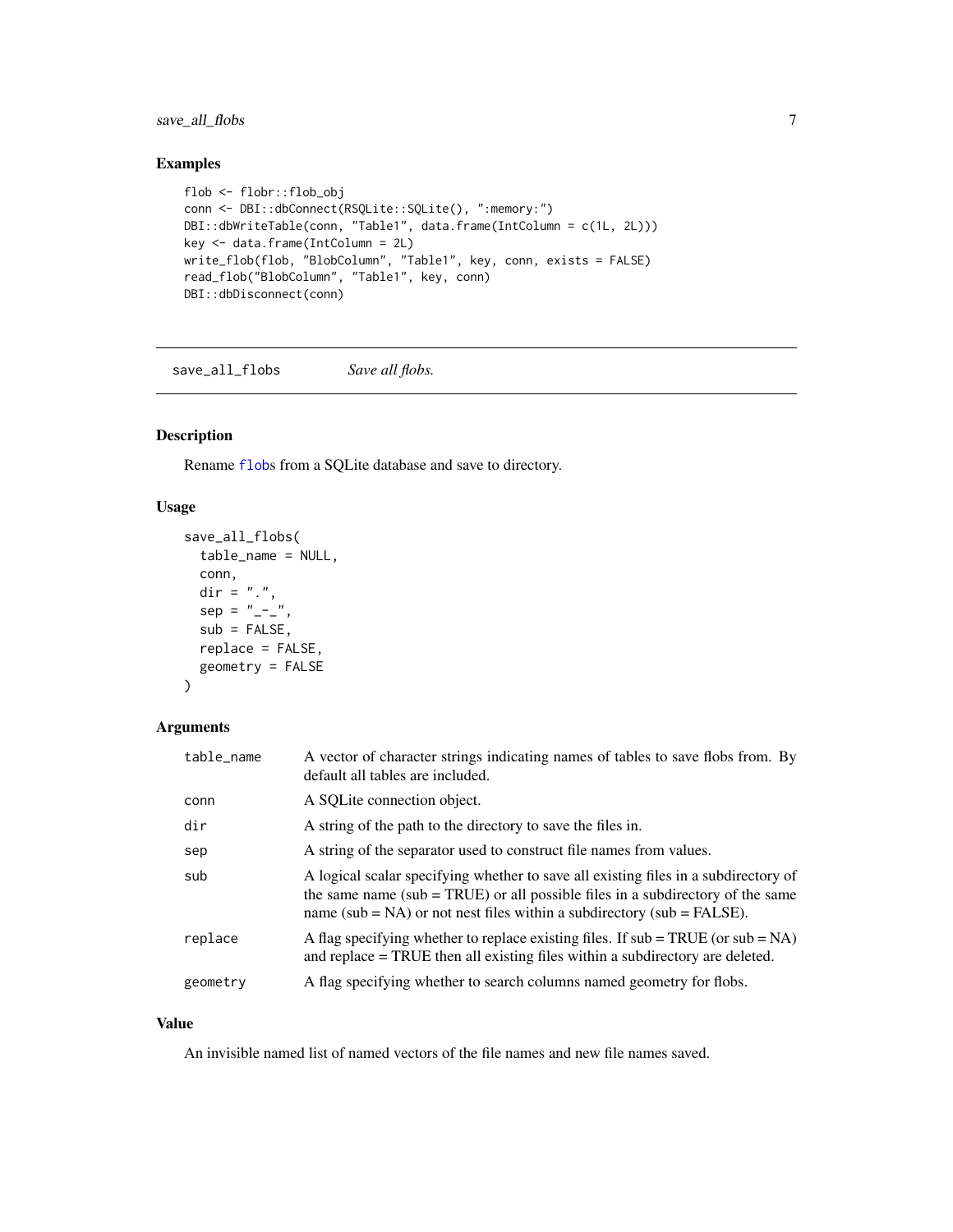## Examples

```
flob <- flobr::flob_obj
conn <- DBI::dbConnect(RSQLite::SQLite(), ":memory:")
DBI::dbWriteTable(conn, "Table1", data.frame(IntColumn = c(1L, 2L)))
key <- data.frame(IntColumn = 2L)
write_flob(flob, "BlobColumn", "Table1", key, conn, exists = FALSE)
read_flob("BlobColumn", "Table1", key, conn)
DBI::dbDisconnect(conn)
```

---

# save_all_flobs — *Save all flobs.*

---

## Description

Rename flobs from a SQLite database and save to directory.

## Usage

```
save_all_flobs(
  table_name = NULL,
  conn,
  dir = ".",
  sep = "_-_",
  sub = FALSE,
  replace = FALSE,
  geometry = FALSE
)
```

## Arguments

| | |
|---|---|
| table_name | A vector of character strings indicating names of tables to save flobs from. By default all tables are included. |
| conn | A SQLite connection object. |
| dir | A string of the path to the directory to save the files in. |
| sep | A string of the separator used to construct file names from values. |
| sub | A logical scalar specifying whether to save all existing files in a subdirectory of the same name (sub = TRUE) or all possible files in a subdirectory of the same name (sub = NA) or not nest files within a subdirectory (sub = FALSE). |
| replace | A flag specifying whether to replace existing files. If sub = TRUE (or sub = NA) and replace = TRUE then all existing files within a subdirectory are deleted. |
| geometry | A flag specifying whether to search columns named geometry for flobs. |

## Value

An invisible named list of named vectors of the file names and new file names saved.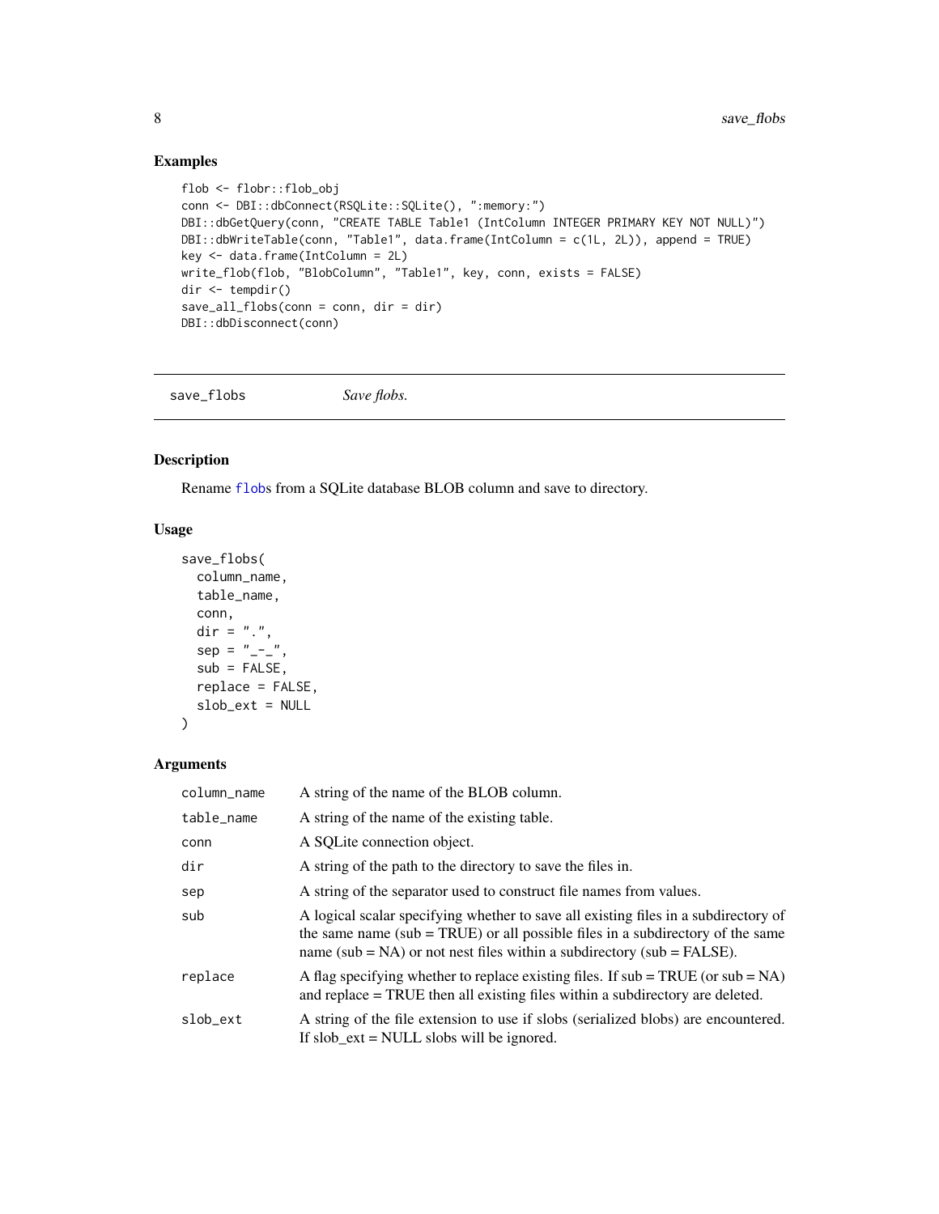## Examples

```
flob <- flobr::flob_obj
conn <- DBI::dbConnect(RSQLite::SQLite(), ":memory:")
DBI::dbGetQuery(conn, "CREATE TABLE Table1 (IntColumn INTEGER PRIMARY KEY NOT NULL)")
DBI::dbWriteTable(conn, "Table1", data.frame(IntColumn = c(1L, 2L)), append = TRUE)
key <- data.frame(IntColumn = 2L)
write_flob(flob, "BlobColumn", "Table1", key, conn, exists = FALSE)
dir <- tempdir()
save_all_flobs(conn = conn, dir = dir)
DBI::dbDisconnect(conn)
```

---

# save_flobs    *Save flobs.*

---

## Description

Rename flobs from a SQLite database BLOB column and save to directory.

## Usage

```
save_flobs(
  column_name,
  table_name,
  conn,
  dir = ".",
  sep = "_-_",
  sub = FALSE,
  replace = FALSE,
  slob_ext = NULL
)
```

## Arguments

| | |
|---|---|
| column_name | A string of the name of the BLOB column. |
| table_name | A string of the name of the existing table. |
| conn | A SQLite connection object. |
| dir | A string of the path to the directory to save the files in. |
| sep | A string of the separator used to construct file names from values. |
| sub | A logical scalar specifying whether to save all existing files in a subdirectory of the same name (sub = TRUE) or all possible files in a subdirectory of the same name (sub = NA) or not nest files within a subdirectory (sub = FALSE). |
| replace | A flag specifying whether to replace existing files. If sub = TRUE (or sub = NA) and replace = TRUE then all existing files within a subdirectory are deleted. |
| slob_ext | A string of the file extension to use if slobs (serialized blobs) are encountered. If slob_ext = NULL slobs will be ignored. |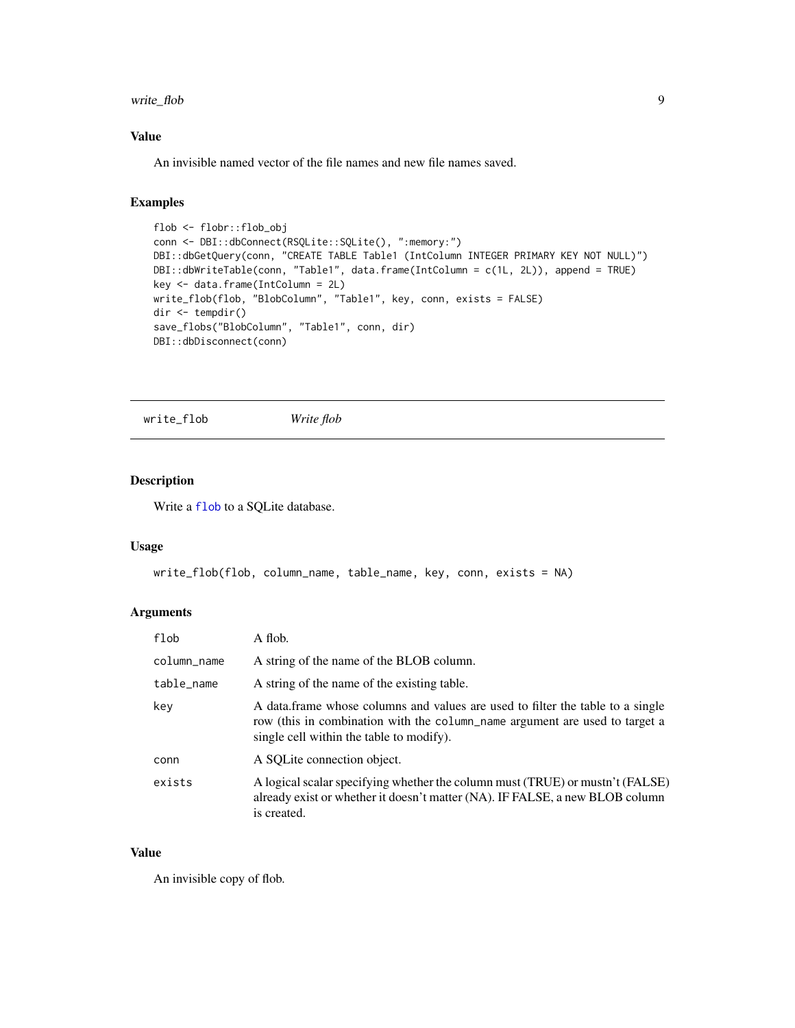### Value

An invisible named vector of the file names and new file names saved.

### Examples

```
flob <- flobr::flob_obj
conn <- DBI::dbConnect(RSQLite::SQLite(), ":memory:")
DBI::dbGetQuery(conn, "CREATE TABLE Table1 (IntColumn INTEGER PRIMARY KEY NOT NULL)")
DBI::dbWriteTable(conn, "Table1", data.frame(IntColumn = c(1L, 2L)), append = TRUE)
key <- data.frame(IntColumn = 2L)
write_flob(flob, "BlobColumn", "Table1", key, conn, exists = FALSE)
dir <- tempdir()
save_flobs("BlobColumn", "Table1", conn, dir)
DBI::dbDisconnect(conn)
```

---

## write_flob *Write flob*

### Description

Write a flob to a SQLite database.

### Usage

```
write_flob(flob, column_name, table_name, key, conn, exists = NA)
```

### Arguments

| Argument | Description |
| --- | --- |
| flob | A flob. |
| column_name | A string of the name of the BLOB column. |
| table_name | A string of the name of the existing table. |
| key | A data.frame whose columns and values are used to filter the table to a single row (this in combination with the column_name argument are used to target a single cell within the table to modify). |
| conn | A SQLite connection object. |
| exists | A logical scalar specifying whether the column must (TRUE) or mustn't (FALSE) already exist or whether it doesn't matter (NA). IF FALSE, a new BLOB column is created. |

### Value

An invisible copy of flob.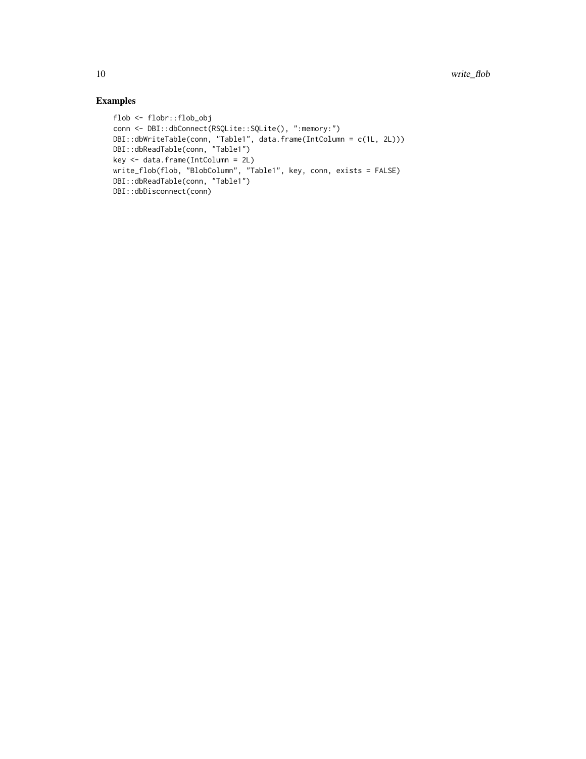## Examples

```
flob <- flobr::flob_obj
conn <- DBI::dbConnect(RSQLite::SQLite(), ":memory:")
DBI::dbWriteTable(conn, "Table1", data.frame(IntColumn = c(1L, 2L)))
DBI::dbReadTable(conn, "Table1")
key <- data.frame(IntColumn = 2L)
write_flob(flob, "BlobColumn", "Table1", key, conn, exists = FALSE)
DBI::dbReadTable(conn, "Table1")
DBI::dbDisconnect(conn)
```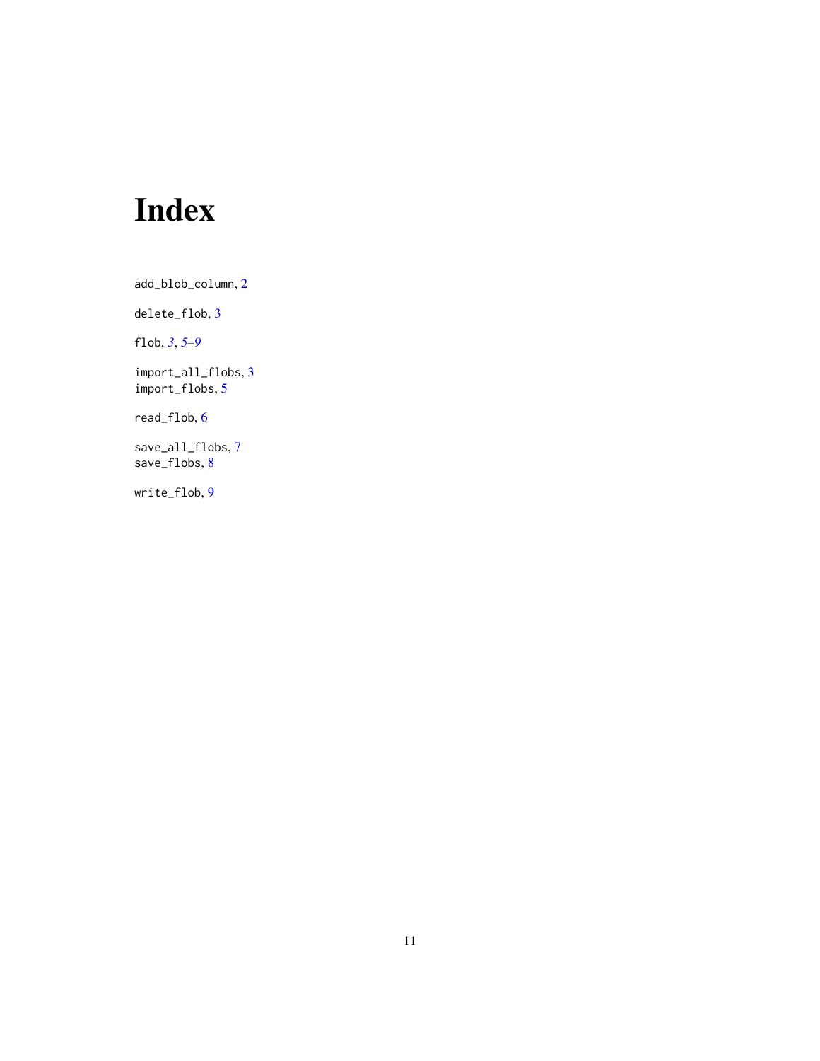# Index

add_blob_column, 2

delete_flob, 3

flob, *3*, *5–9*

import_all_flobs, 3
import_flobs, 5

read_flob, 6

save_all_flobs, 7
save_flobs, 8

write_flob, 9